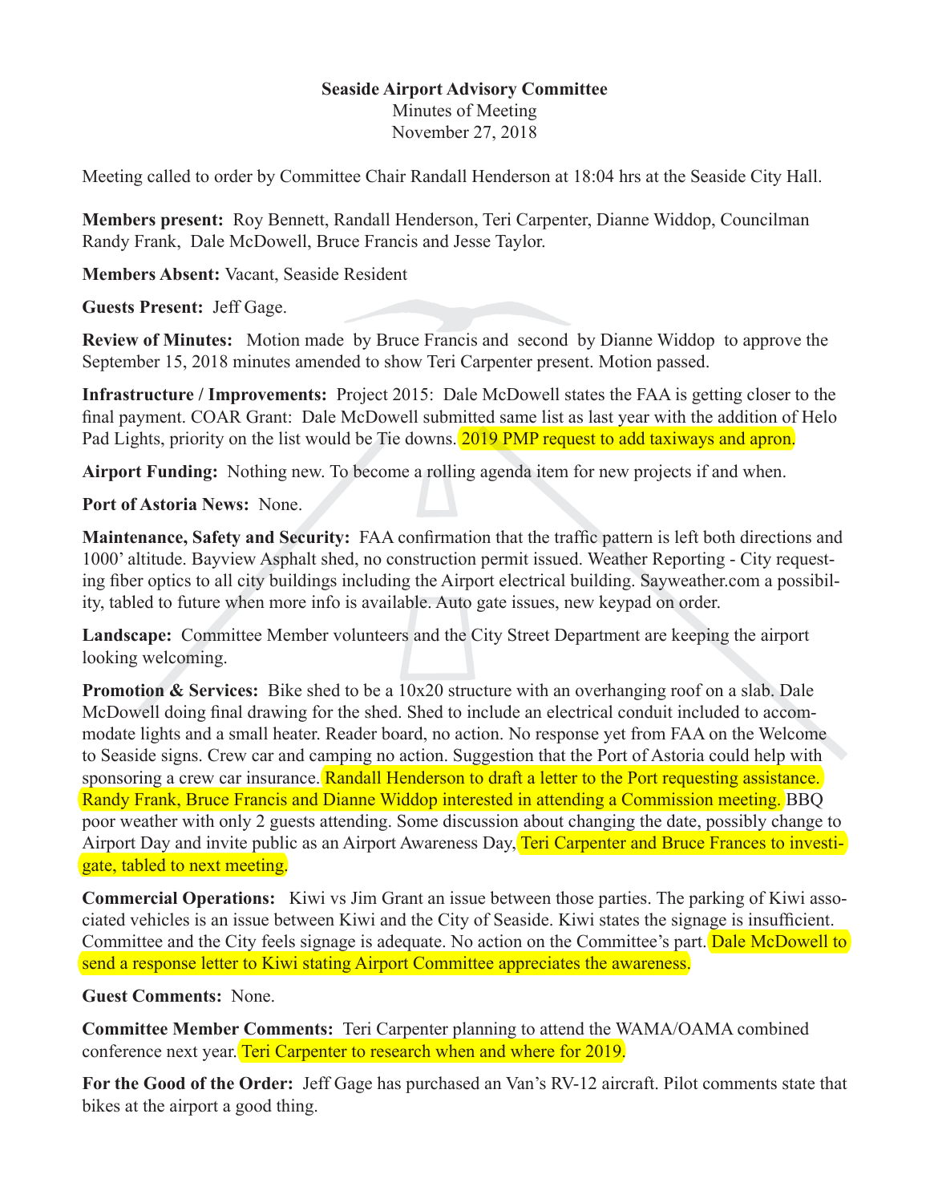**Seaside Airport Advisory Committee**
Minutes of Meeting
November 27, 2018

Meeting called to order by Committee Chair Randall Henderson at 18:04 hrs at the Seaside City Hall.

**Members present:** Roy Bennett, Randall Henderson, Teri Carpenter, Dianne Widdop, Councilman Randy Frank, Dale McDowell, Bruce Francis and Jesse Taylor.

**Members Absent:** Vacant, Seaside Resident

**Guests Present:** Jeff Gage.

**Review of Minutes:** Motion made by Bruce Francis and second by Dianne Widdop to approve the September 15, 2018 minutes amended to show Teri Carpenter present. Motion passed.

**Infrastructure / Improvements:** Project 2015: Dale McDowell states the FAA is getting closer to the final payment. COAR Grant: Dale McDowell submitted same list as last year with the addition of Helo Pad Lights, priority on the list would be Tie downs. 2019 PMP request to add taxiways and apron.

**Airport Funding:** Nothing new. To become a rolling agenda item for new projects if and when.

**Port of Astoria News:** None.

**Maintenance, Safety and Security:** FAA confirmation that the traffic pattern is left both directions and 1000' altitude. Bayview Asphalt shed, no construction permit issued. Weather Reporting - City requesting fiber optics to all city buildings including the Airport electrical building. Sayweather.com a possibility, tabled to future when more info is available. Auto gate issues, new keypad on order.

**Landscape:** Committee Member volunteers and the City Street Department are keeping the airport looking welcoming.

**Promotion & Services:** Bike shed to be a 10x20 structure with an overhanging roof on a slab. Dale McDowell doing final drawing for the shed. Shed to include an electrical conduit included to accommodate lights and a small heater. Reader board, no action. No response yet from FAA on the Welcome to Seaside signs. Crew car and camping no action. Suggestion that the Port of Astoria could help with sponsoring a crew car insurance. Randall Henderson to draft a letter to the Port requesting assistance. Randy Frank, Bruce Francis and Dianne Widdop interested in attending a Commission meeting. BBQ poor weather with only 2 guests attending. Some discussion about changing the date, possibly change to Airport Day and invite public as an Airport Awareness Day, Teri Carpenter and Bruce Frances to investigate, tabled to next meeting.

**Commercial Operations:** Kiwi vs Jim Grant an issue between those parties. The parking of Kiwi associated vehicles is an issue between Kiwi and the City of Seaside. Kiwi states the signage is insufficient. Committee and the City feels signage is adequate. No action on the Committee's part. Dale McDowell to send a response letter to Kiwi stating Airport Committee appreciates the awareness.

**Guest Comments:** None.

**Committee Member Comments:** Teri Carpenter planning to attend the WAMA/OAMA combined conference next year. Teri Carpenter to research when and where for 2019.

**For the Good of the Order:** Jeff Gage has purchased an Van's RV-12 aircraft. Pilot comments state that bikes at the airport a good thing.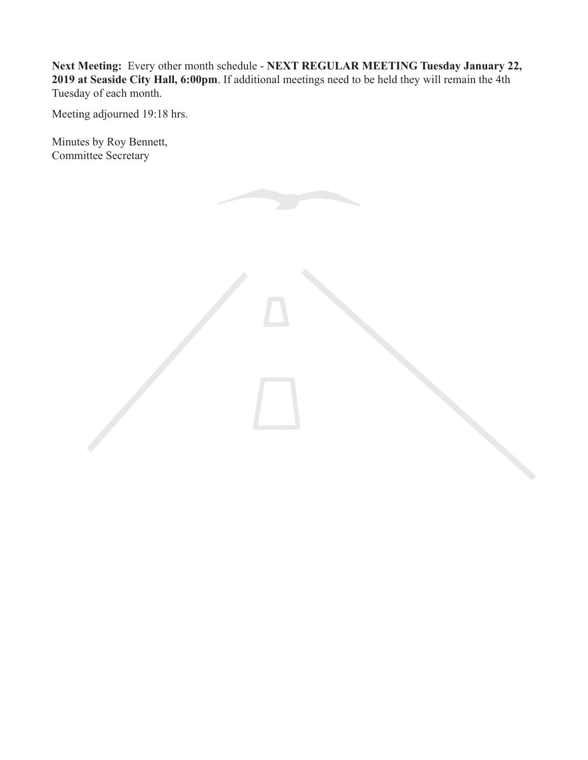**Next Meeting:** Every other month schedule - **NEXT REGULAR MEETING Tuesday January 22, 2019 at Seaside City Hall, 6:00pm**. If additional meetings need to be held they will remain the 4th Tuesday of each month.

Meeting adjourned 19:18 hrs.

Minutes by Roy Bennett,
Committee Secretary